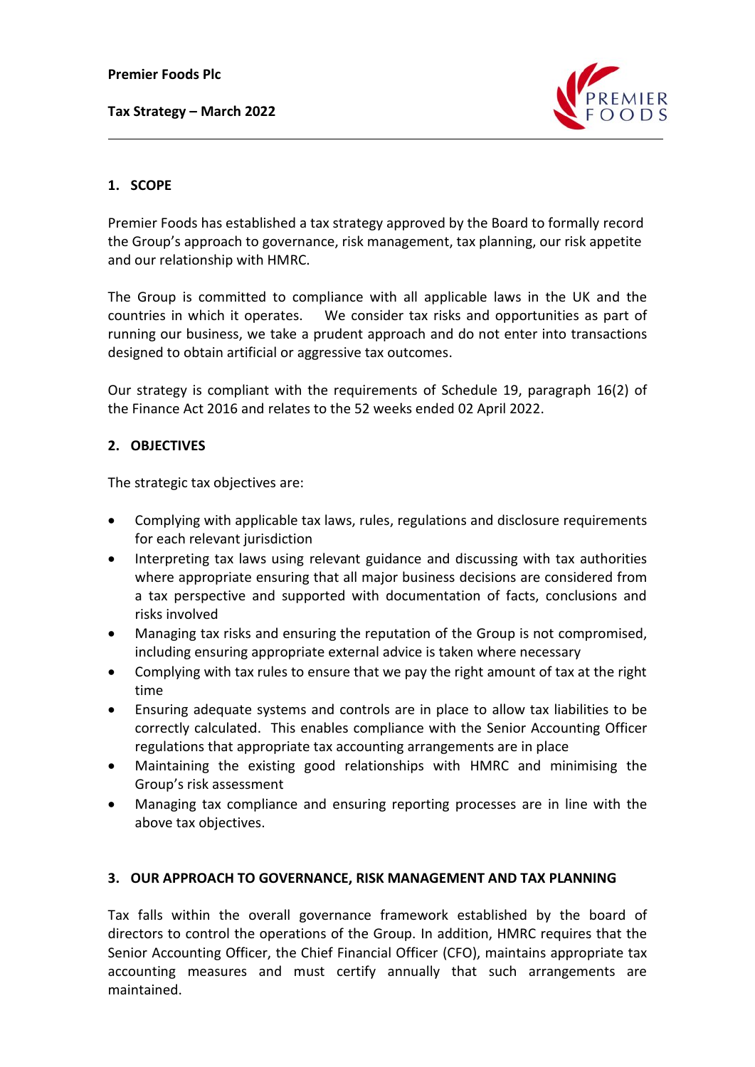**Premier Foods Plc**

**Tax Strategy – March 2022**

## 1. SCOPE

Premier Foods has established a tax strategy approved by the Board to formally record the Group's approach to governance, risk management, tax planning, our risk appetite and our relationship with HMRC.

The Group is committed to compliance with all applicable laws in the UK and the countries in which it operates. We consider tax risks and opportunities as part of running our business, we take a prudent approach and do not enter into transactions designed to obtain artificial or aggressive tax outcomes.

Our strategy is compliant with the requirements of Schedule 19, paragraph 16(2) of the Finance Act 2016 and relates to the 52 weeks ended 02 April 2022.

## 2. OBJECTIVES

The strategic tax objectives are:

- Complying with applicable tax laws, rules, regulations and disclosure requirements for each relevant jurisdiction
- Interpreting tax laws using relevant guidance and discussing with tax authorities where appropriate ensuring that all major business decisions are considered from a tax perspective and supported with documentation of facts, conclusions and risks involved
- Managing tax risks and ensuring the reputation of the Group is not compromised, including ensuring appropriate external advice is taken where necessary
- Complying with tax rules to ensure that we pay the right amount of tax at the right time
- Ensuring adequate systems and controls are in place to allow tax liabilities to be correctly calculated. This enables compliance with the Senior Accounting Officer regulations that appropriate tax accounting arrangements are in place
- Maintaining the existing good relationships with HMRC and minimising the Group's risk assessment
- Managing tax compliance and ensuring reporting processes are in line with the above tax objectives.

## 3. OUR APPROACH TO GOVERNANCE, RISK MANAGEMENT AND TAX PLANNING

Tax falls within the overall governance framework established by the board of directors to control the operations of the Group. In addition, HMRC requires that the Senior Accounting Officer, the Chief Financial Officer (CFO), maintains appropriate tax accounting measures and must certify annually that such arrangements are maintained.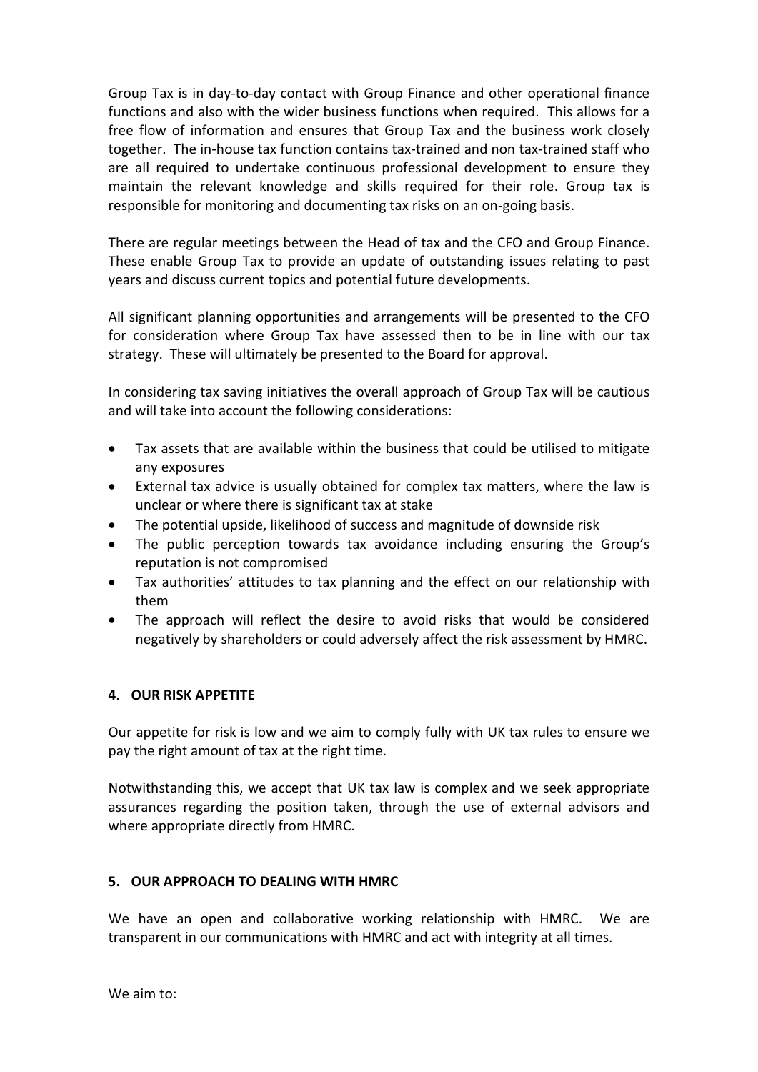Group Tax is in day-to-day contact with Group Finance and other operational finance functions and also with the wider business functions when required. This allows for a free flow of information and ensures that Group Tax and the business work closely together. The in-house tax function contains tax-trained and non tax-trained staff who are all required to undertake continuous professional development to ensure they maintain the relevant knowledge and skills required for their role. Group tax is responsible for monitoring and documenting tax risks on an on-going basis.

There are regular meetings between the Head of tax and the CFO and Group Finance. These enable Group Tax to provide an update of outstanding issues relating to past years and discuss current topics and potential future developments.

All significant planning opportunities and arrangements will be presented to the CFO for consideration where Group Tax have assessed then to be in line with our tax strategy. These will ultimately be presented to the Board for approval.

In considering tax saving initiatives the overall approach of Group Tax will be cautious and will take into account the following considerations:

- Tax assets that are available within the business that could be utilised to mitigate any exposures
- External tax advice is usually obtained for complex tax matters, where the law is unclear or where there is significant tax at stake
- The potential upside, likelihood of success and magnitude of downside risk
- The public perception towards tax avoidance including ensuring the Group's reputation is not compromised
- Tax authorities' attitudes to tax planning and the effect on our relationship with them
- The approach will reflect the desire to avoid risks that would be considered negatively by shareholders or could adversely affect the risk assessment by HMRC.

## 4. OUR RISK APPETITE

Our appetite for risk is low and we aim to comply fully with UK tax rules to ensure we pay the right amount of tax at the right time.

Notwithstanding this, we accept that UK tax law is complex and we seek appropriate assurances regarding the position taken, through the use of external advisors and where appropriate directly from HMRC.

## 5. OUR APPROACH TO DEALING WITH HMRC

We have an open and collaborative working relationship with HMRC. We are transparent in our communications with HMRC and act with integrity at all times.

We aim to: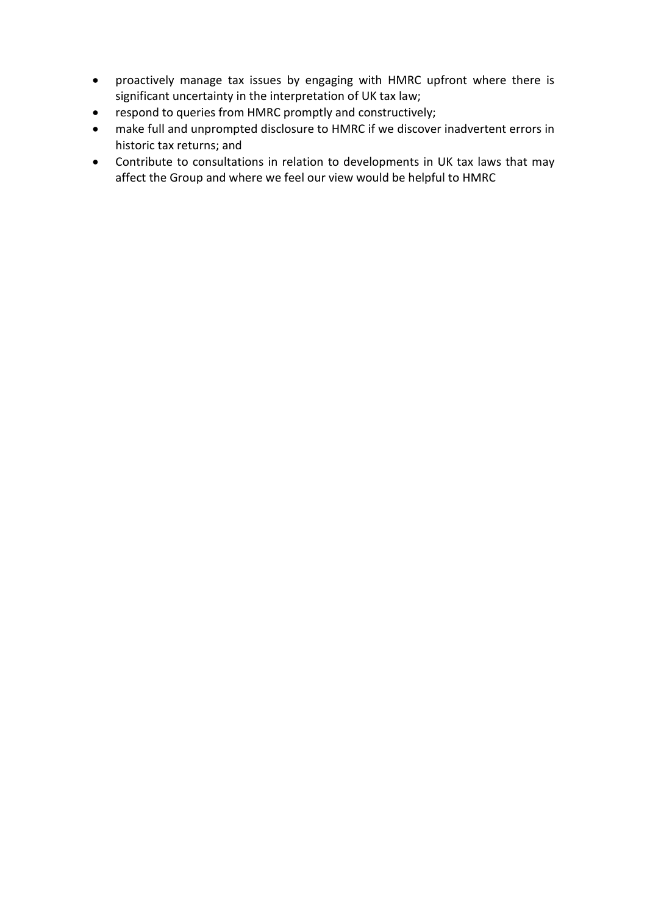- proactively manage tax issues by engaging with HMRC upfront where there is significant uncertainty in the interpretation of UK tax law;
- respond to queries from HMRC promptly and constructively;
- make full and unprompted disclosure to HMRC if we discover inadvertent errors in historic tax returns; and
- Contribute to consultations in relation to developments in UK tax laws that may affect the Group and where we feel our view would be helpful to HMRC